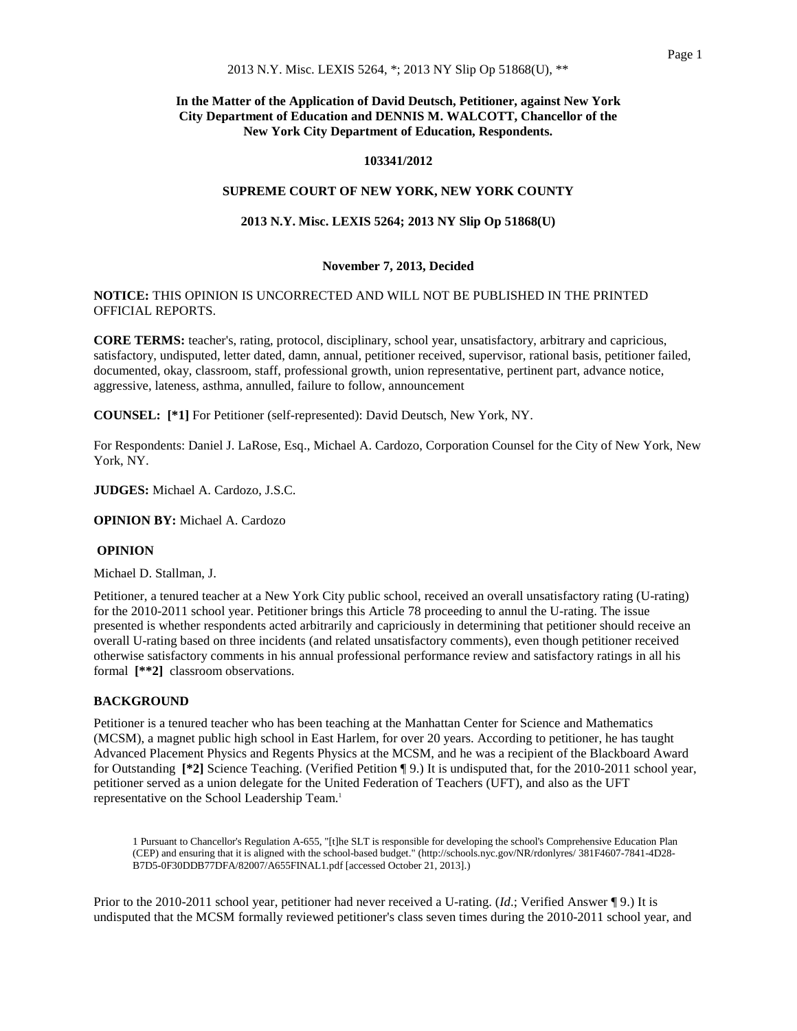# In the Matter of the Application of David Deutsch, Petitioner, against New York City Department of Education and DENNIS M. WALCOTT, Chancellor of the New York City Department of Education, Respondents.

**103341/2012**

**SUPREME COURT OF NEW YORK, NEW YORK COUNTY**

**2013 N.Y. Misc. LEXIS 5264; 2013 NY Slip Op 51868(U)**

**November 7, 2013, Decided**

**NOTICE:** THIS OPINION IS UNCORRECTED AND WILL NOT BE PUBLISHED IN THE PRINTED OFFICIAL REPORTS.

**CORE TERMS:** teacher's, rating, protocol, disciplinary, school year, unsatisfactory, arbitrary and capricious, satisfactory, undisputed, letter dated, damn, annual, petitioner received, supervisor, rational basis, petitioner failed, documented, okay, classroom, staff, professional growth, union representative, pertinent part, advance notice, aggressive, lateness, asthma, annulled, failure to follow, announcement

**COUNSEL:** **[*1]** For Petitioner (self-represented): David Deutsch, New York, NY.

For Respondents: Daniel J. LaRose, Esq., Michael A. Cardozo, Corporation Counsel for the City of New York, New York, NY.

**JUDGES:** Michael A. Cardozo, J.S.C.

**OPINION BY:** Michael A. Cardozo

## OPINION

Michael D. Stallman, J.

Petitioner, a tenured teacher at a New York City public school, received an overall unsatisfactory rating (U-rating) for the 2010-2011 school year. Petitioner brings this Article 78 proceeding to annul the U-rating. The issue presented is whether respondents acted arbitrarily and capriciously in determining that petitioner should receive an overall U-rating based on three incidents (and related unsatisfactory comments), even though petitioner received otherwise satisfactory comments in his annual professional performance review and satisfactory ratings in all his formal **[**2]** classroom observations.

### BACKGROUND

Petitioner is a tenured teacher who has been teaching at the Manhattan Center for Science and Mathematics (MCSM), a magnet public high school in East Harlem, for over 20 years. According to petitioner, he has taught Advanced Placement Physics and Regents Physics at the MCSM, and he was a recipient of the Blackboard Award for Outstanding **[*2]** Science Teaching. (Verified Petition ¶ 9.) It is undisputed that, for the 2010-2011 school year, petitioner served as a union delegate for the United Federation of Teachers (UFT), and also as the UFT representative on the School Leadership Team.[1]

1 Pursuant to Chancellor's Regulation A-655, "[t]he SLT is responsible for developing the school's Comprehensive Education Plan (CEP) and ensuring that it is aligned with the school-based budget." (http://schools.nyc.gov/NR/rdonlyres/ 381F4607-7841-4D28-B7D5-0F30DDB77DFA/82007/A655FINAL1.pdf [accessed October 21, 2013].)

Prior to the 2010-2011 school year, petitioner had never received a U-rating. (*Id*.; Verified Answer ¶ 9.) It is undisputed that the MCSM formally reviewed petitioner's class seven times during the 2010-2011 school year, and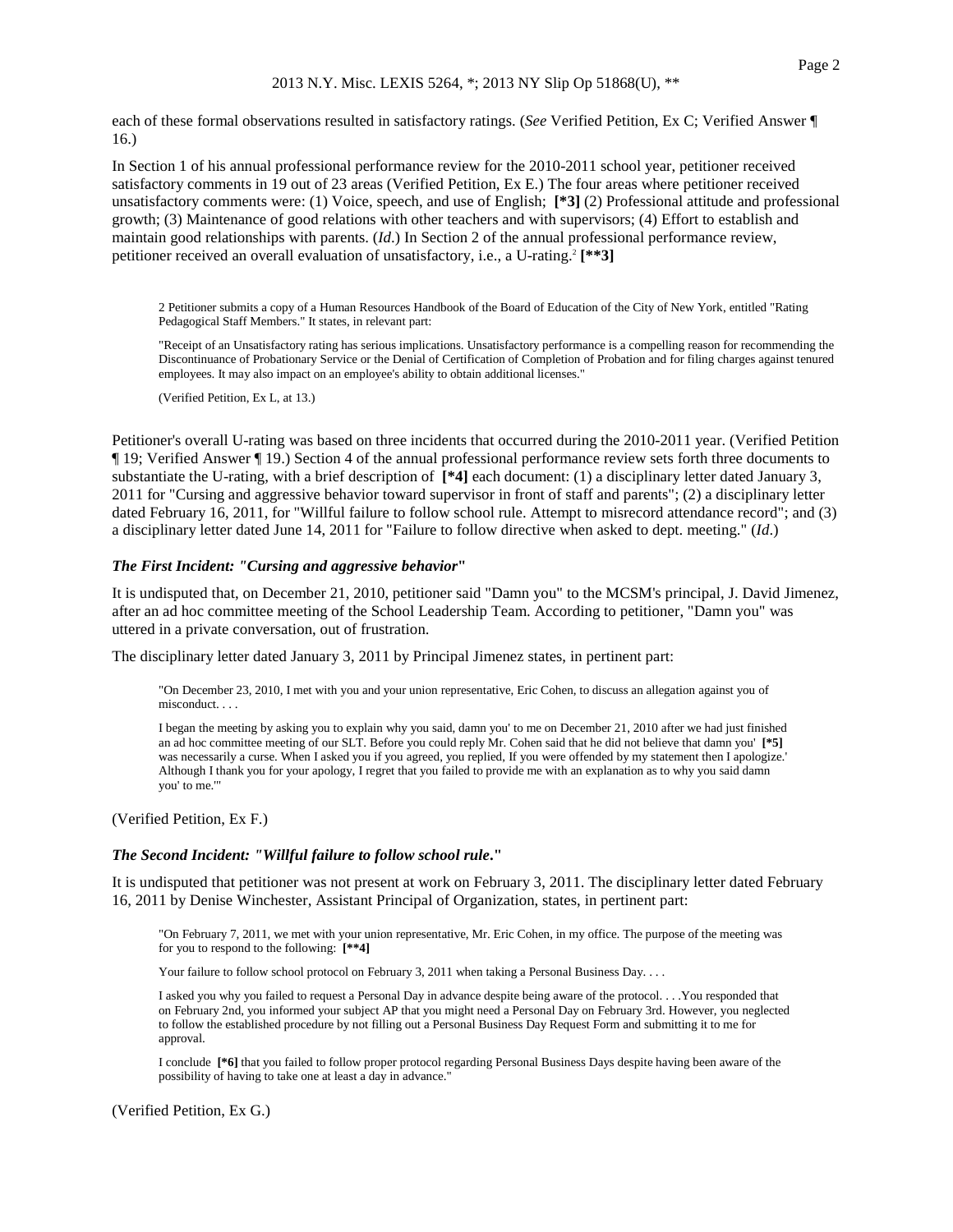each of these formal observations resulted in satisfactory ratings. (*See* Verified Petition, Ex C; Verified Answer ¶ 16.)

In Section 1 of his annual professional performance review for the 2010-2011 school year, petitioner received satisfactory comments in 19 out of 23 areas (Verified Petition, Ex E.) The four areas where petitioner received unsatisfactory comments were: (1) Voice, speech, and use of English; **[*3]** (2) Professional attitude and professional growth; (3) Maintenance of good relations with other teachers and with supervisors; (4) Effort to establish and maintain good relationships with parents. (*Id*.) In Section 2 of the annual professional performance review, petitioner received an overall evaluation of unsatisfactory, i.e., a U-rating.[2] **[**3]**

> 2 Petitioner submits a copy of a Human Resources Handbook of the Board of Education of the City of New York, entitled "Rating Pedagogical Staff Members." It states, in relevant part:
>
> "Receipt of an Unsatisfactory rating has serious implications. Unsatisfactory performance is a compelling reason for recommending the Discontinuance of Probationary Service or the Denial of Certification of Completion of Probation and for filing charges against tenured employees. It may also impact on an employee's ability to obtain additional licenses."
>
> (Verified Petition, Ex L, at 13.)

Petitioner's overall U-rating was based on three incidents that occurred during the 2010-2011 year. (Verified Petition ¶ 19; Verified Answer ¶ 19.) Section 4 of the annual professional performance review sets forth three documents to substantiate the U-rating, with a brief description of **[*4]** each document: (1) a disciplinary letter dated January 3, 2011 for "Cursing and aggressive behavior toward supervisor in front of staff and parents"; (2) a disciplinary letter dated February 16, 2011, for "Willful failure to follow school rule. Attempt to misrecord attendance record"; and (3) a disciplinary letter dated June 14, 2011 for "Failure to follow directive when asked to dept. meeting." (*Id*.)

### *The First Incident: "Cursing and aggressive behavior***"**

It is undisputed that, on December 21, 2010, petitioner said "Damn you" to the MCSM's principal, J. David Jimenez, after an ad hoc committee meeting of the School Leadership Team. According to petitioner, "Damn you" was uttered in a private conversation, out of frustration.

The disciplinary letter dated January 3, 2011 by Principal Jimenez states, in pertinent part:

> "On December 23, 2010, I met with you and your union representative, Eric Cohen, to discuss an allegation against you of misconduct. . . .
>
> I began the meeting by asking you to explain why you said, damn you' to me on December 21, 2010 after we had just finished an ad hoc committee meeting of our SLT. Before you could reply Mr. Cohen said that he did not believe that damn you' **[*5]** was necessarily a curse. When I asked you if you agreed, you replied, If you were offended by my statement then I apologize.' Although I thank you for your apology, I regret that you failed to provide me with an explanation as to why you said damn you' to me.'"

(Verified Petition, Ex F.)

### *The Second Incident: "Willful failure to follow school rule***."**

It is undisputed that petitioner was not present at work on February 3, 2011. The disciplinary letter dated February 16, 2011 by Denise Winchester, Assistant Principal of Organization, states, in pertinent part:

> "On February 7, 2011, we met with your union representative, Mr. Eric Cohen, in my office. The purpose of the meeting was for you to respond to the following: **[**4]**
>
> Your failure to follow school protocol on February 3, 2011 when taking a Personal Business Day. . . .
>
> I asked you why you failed to request a Personal Day in advance despite being aware of the protocol. . . .You responded that on February 2nd, you informed your subject AP that you might need a Personal Day on February 3rd. However, you neglected to follow the established procedure by not filling out a Personal Business Day Request Form and submitting it to me for approval.
>
> I conclude **[*6]** that you failed to follow proper protocol regarding Personal Business Days despite having been aware of the possibility of having to take one at least a day in advance."

(Verified Petition, Ex G.)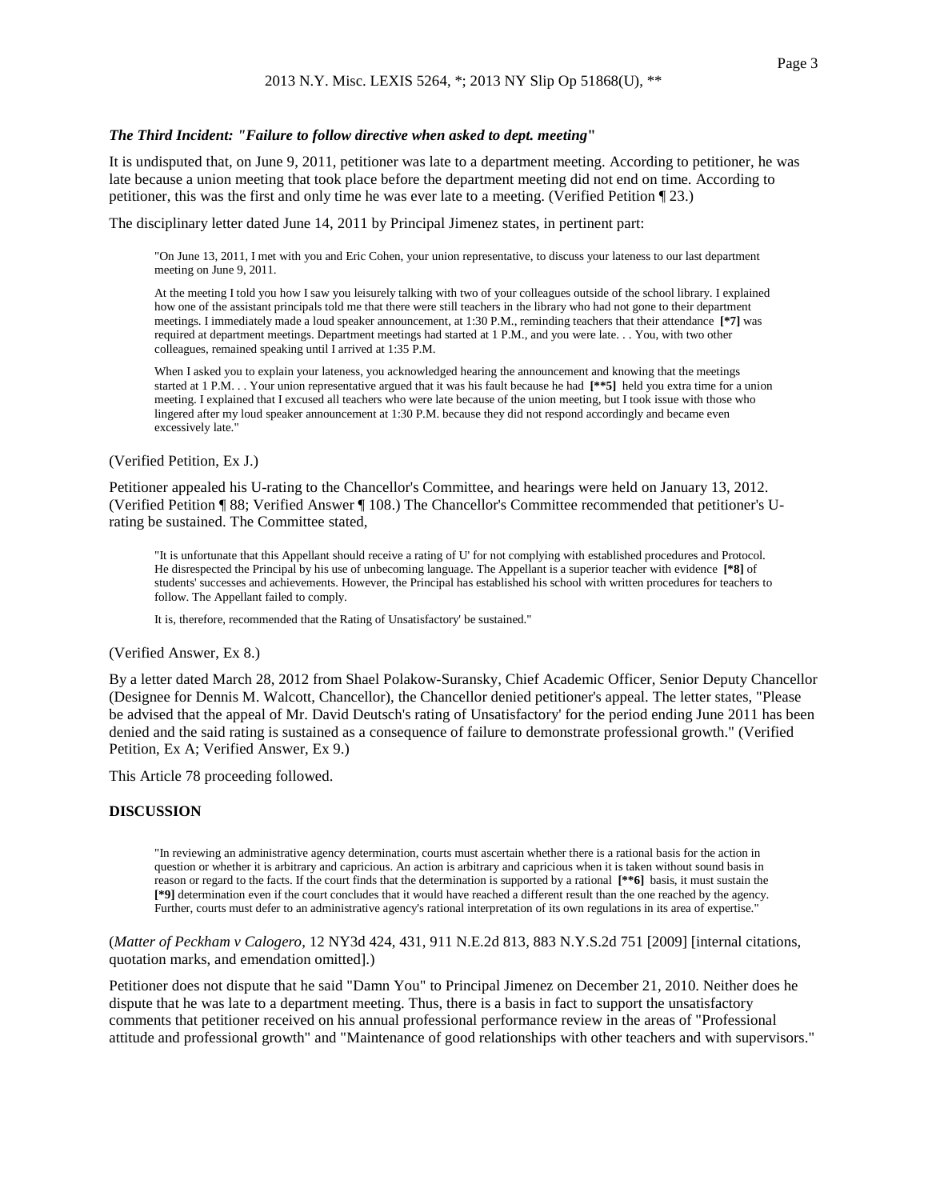### *The Third Incident: "Failure to follow directive when asked to dept. meeting"*

It is undisputed that, on June 9, 2011, petitioner was late to a department meeting. According to petitioner, he was late because a union meeting that took place before the department meeting did not end on time. According to petitioner, this was the first and only time he was ever late to a meeting. (Verified Petition ¶ 23.)

The disciplinary letter dated June 14, 2011 by Principal Jimenez states, in pertinent part:

> "On June 13, 2011, I met with you and Eric Cohen, your union representative, to discuss your lateness to our last department meeting on June 9, 2011.
>
> At the meeting I told you how I saw you leisurely talking with two of your colleagues outside of the school library. I explained how one of the assistant principals told me that there were still teachers in the library who had not gone to their department meetings. I immediately made a loud speaker announcement, at 1:30 P.M., reminding teachers that their attendance **[*7]** was required at department meetings. Department meetings had started at 1 P.M., and you were late. . . You, with two other colleagues, remained speaking until I arrived at 1:35 P.M.
>
> When I asked you to explain your lateness, you acknowledged hearing the announcement and knowing that the meetings started at 1 P.M. . . Your union representative argued that it was his fault because he had **[**5]** held you extra time for a union meeting. I explained that I excused all teachers who were late because of the union meeting, but I took issue with those who lingered after my loud speaker announcement at 1:30 P.M. because they did not respond accordingly and became even excessively late."

(Verified Petition, Ex J.)

Petitioner appealed his U-rating to the Chancellor's Committee, and hearings were held on January 13, 2012. (Verified Petition ¶ 88; Verified Answer ¶ 108.) The Chancellor's Committee recommended that petitioner's U-rating be sustained. The Committee stated,

> "It is unfortunate that this Appellant should receive a rating of U' for not complying with established procedures and Protocol. He disrespected the Principal by his use of unbecoming language. The Appellant is a superior teacher with evidence **[*8]** of students' successes and achievements. However, the Principal has established his school with written procedures for teachers to follow. The Appellant failed to comply.
>
> It is, therefore, recommended that the Rating of Unsatisfactory' be sustained."

(Verified Answer, Ex 8.)

By a letter dated March 28, 2012 from Shael Polakow-Suransky, Chief Academic Officer, Senior Deputy Chancellor (Designee for Dennis M. Walcott, Chancellor), the Chancellor denied petitioner's appeal. The letter states, "Please be advised that the appeal of Mr. David Deutsch's rating of Unsatisfactory' for the period ending June 2011 has been denied and the said rating is sustained as a consequence of failure to demonstrate professional growth." (Verified Petition, Ex A; Verified Answer, Ex 9.)

This Article 78 proceeding followed.

### DISCUSSION

> "In reviewing an administrative agency determination, courts must ascertain whether there is a rational basis for the action in question or whether it is arbitrary and capricious. An action is arbitrary and capricious when it is taken without sound basis in reason or regard to the facts. If the court finds that the determination is supported by a rational **[**6]** basis, it must sustain the **[*9]** determination even if the court concludes that it would have reached a different result than the one reached by the agency. Further, courts must defer to an administrative agency's rational interpretation of its own regulations in its area of expertise."

(*Matter of Peckham v Calogero*, 12 NY3d 424, 431, 911 N.E.2d 813, 883 N.Y.S.2d 751 [2009] [internal citations, quotation marks, and emendation omitted].)

Petitioner does not dispute that he said "Damn You" to Principal Jimenez on December 21, 2010. Neither does he dispute that he was late to a department meeting. Thus, there is a basis in fact to support the unsatisfactory comments that petitioner received on his annual professional performance review in the areas of "Professional attitude and professional growth" and "Maintenance of good relationships with other teachers and with supervisors."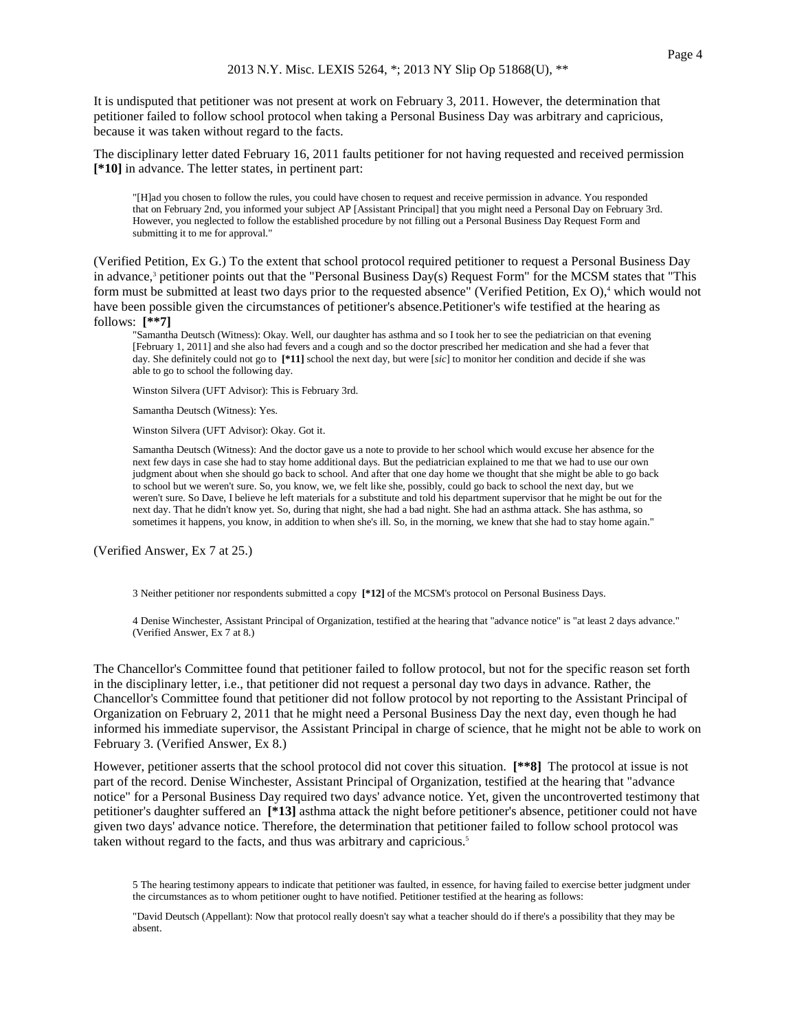It is undisputed that petitioner was not present at work on February 3, 2011. However, the determination that petitioner failed to follow school protocol when taking a Personal Business Day was arbitrary and capricious, because it was taken without regard to the facts.

The disciplinary letter dated February 16, 2011 faults petitioner for not having requested and received permission **[*10]** in advance. The letter states, in pertinent part:

> "[H]ad you chosen to follow the rules, you could have chosen to request and receive permission in advance. You responded that on February 2nd, you informed your subject AP [Assistant Principal] that you might need a Personal Day on February 3rd. However, you neglected to follow the established procedure by not filling out a Personal Business Day Request Form and submitting it to me for approval."

(Verified Petition, Ex G.) To the extent that school protocol required petitioner to request a Personal Business Day in advance,[3] petitioner points out that the "Personal Business Day(s) Request Form" for the MCSM states that "This form must be submitted at least two days prior to the requested absence" (Verified Petition, Ex O),[4] which would not have been possible given the circumstances of petitioner's absence.Petitioner's wife testified at the hearing as follows: **[**7]**

> "Samantha Deutsch (Witness): Okay. Well, our daughter has asthma and so I took her to see the pediatrician on that evening [February 1, 2011] and she also had fevers and a cough and so the doctor prescribed her medication and she had a fever that day. She definitely could not go to **[*11]** school the next day, but were [*sic*] to monitor her condition and decide if she was able to go to school the following day.
>
> Winston Silvera (UFT Advisor): This is February 3rd.
>
> Samantha Deutsch (Witness): Yes.
>
> Winston Silvera (UFT Advisor): Okay. Got it.
>
> Samantha Deutsch (Witness): And the doctor gave us a note to provide to her school which would excuse her absence for the next few days in case she had to stay home additional days. But the pediatrician explained to me that we had to use our own judgment about when she should go back to school. And after that one day home we thought that she might be able to go back to school but we weren't sure. So, you know, we, we felt like she, possibly, could go back to school the next day, but we weren't sure. So Dave, I believe he left materials for a substitute and told his department supervisor that he might be out for the next day. That he didn't know yet. So, during that night, she had a bad night. She had an asthma attack. She has asthma, so sometimes it happens, you know, in addition to when she's ill. So, in the morning, we knew that she had to stay home again."

(Verified Answer, Ex 7 at 25.)

3 Neither petitioner nor respondents submitted a copy **[*12]** of the MCSM's protocol on Personal Business Days.

4 Denise Winchester, Assistant Principal of Organization, testified at the hearing that "advance notice" is "at least 2 days advance." (Verified Answer, Ex 7 at 8.)

The Chancellor's Committee found that petitioner failed to follow protocol, but not for the specific reason set forth in the disciplinary letter, i.e., that petitioner did not request a personal day two days in advance. Rather, the Chancellor's Committee found that petitioner did not follow protocol by not reporting to the Assistant Principal of Organization on February 2, 2011 that he might need a Personal Business Day the next day, even though he had informed his immediate supervisor, the Assistant Principal in charge of science, that he might not be able to work on February 3. (Verified Answer, Ex 8.)

However, petitioner asserts that the school protocol did not cover this situation. **[**8]** The protocol at issue is not part of the record. Denise Winchester, Assistant Principal of Organization, testified at the hearing that "advance notice" for a Personal Business Day required two days' advance notice. Yet, given the uncontroverted testimony that petitioner's daughter suffered an **[*13]** asthma attack the night before petitioner's absence, petitioner could not have given two days' advance notice. Therefore, the determination that petitioner failed to follow school protocol was taken without regard to the facts, and thus was arbitrary and capricious.[5]

5 The hearing testimony appears to indicate that petitioner was faulted, in essence, for having failed to exercise better judgment under the circumstances as to whom petitioner ought to have notified. Petitioner testified at the hearing as follows:

"David Deutsch (Appellant): Now that protocol really doesn't say what a teacher should do if there's a possibility that they may be absent.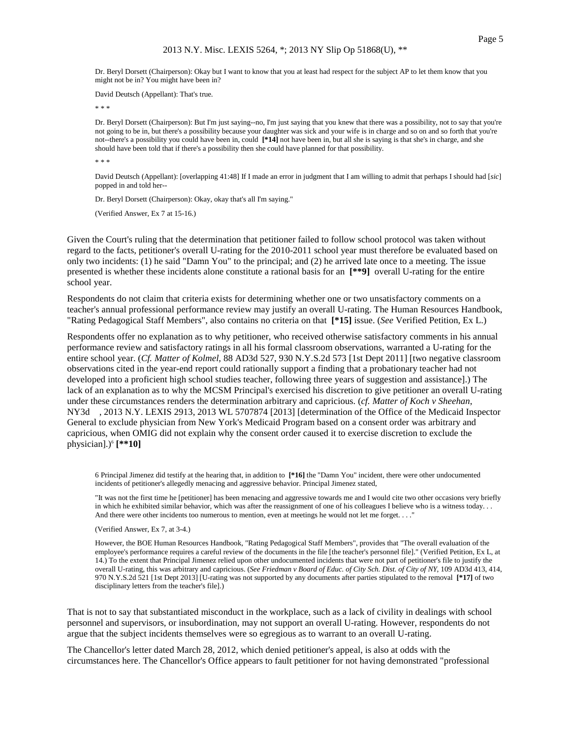> Dr. Beryl Dorsett (Chairperson): Okay but I want to know that you at least had respect for the subject AP to let them know that you might not be in? You might have been in?
>
> David Deutsch (Appellant): That's true.
>
> * * *
>
> Dr. Beryl Dorsett (Chairperson): But I'm just saying--no, I'm just saying that you knew that there was a possibility, not to say that you're not going to be in, but there's a possibility because your daughter was sick and your wife is in charge and so on and so forth that you're not--there's a possibility you could have been in, could **[*14]** not have been in, but all she is saying is that she's in charge, and she should have been told that if there's a possibility then she could have planned for that possibility.
>
> * * *
>
> David Deutsch (Appellant): [overlapping 41:48] If I made an error in judgment that I am willing to admit that perhaps I should had [*sic*] popped in and told her--
>
> Dr. Beryl Dorsett (Chairperson): Okay, okay that's all I'm saying."
>
> (Verified Answer, Ex 7 at 15-16.)

Given the Court's ruling that the determination that petitioner failed to follow school protocol was taken without regard to the facts, petitioner's overall U-rating for the 2010-2011 school year must therefore be evaluated based on only two incidents: (1) he said "Damn You" to the principal; and (2) he arrived late once to a meeting. The issue presented is whether these incidents alone constitute a rational basis for an **[**9]** overall U-rating for the entire school year.

Respondents do not claim that criteria exists for determining whether one or two unsatisfactory comments on a teacher's annual professional performance review may justify an overall U-rating. The Human Resources Handbook, "Rating Pedagogical Staff Members", also contains no criteria on that **[*15]** issue. (*See* Verified Petition, Ex L.)

Respondents offer no explanation as to why petitioner, who received otherwise satisfactory comments in his annual performance review and satisfactory ratings in all his formal classroom observations, warranted a U-rating for the entire school year. (*Cf. Matter of Kolmel*, 88 AD3d 527, 930 N.Y.S.2d 573 [1st Dept 2011] [two negative classroom observations cited in the year-end report could rationally support a finding that a probationary teacher had not developed into a proficient high school studies teacher, following three years of suggestion and assistance].) The lack of an explanation as to why the MCSM Principal's exercised his discretion to give petitioner an overall U-rating under these circumstances renders the determination arbitrary and capricious. (*cf. Matter of Koch v Sheehan*, NY3d , 2013 N.Y. LEXIS 2913, 2013 WL 5707874 [2013] [determination of the Office of the Medicaid Inspector General to exclude physician from New York's Medicaid Program based on a consent order was arbitrary and capricious, when OMIG did not explain why the consent order caused it to exercise discretion to exclude the physician].)[6] **[**10]**

> 6 Principal Jimenez did testify at the hearing that, in addition to **[*16]** the "Damn You" incident, there were other undocumented incidents of petitioner's allegedly menacing and aggressive behavior. Principal Jimenez stated,
>
> "It was not the first time he [petitioner] has been menacing and aggressive towards me and I would cite two other occasions very briefly in which he exhibited similar behavior, which was after the reassignment of one of his colleagues I believe who is a witness today. . . And there were other incidents too numerous to mention, even at meetings he would not let me forget. . . ."
>
> (Verified Answer, Ex 7, at 3-4.)
>
> However, the BOE Human Resources Handbook, "Rating Pedagogical Staff Members", provides that "The overall evaluation of the employee's performance requires a careful review of the documents in the file [the teacher's personnel file]." (Verified Petition, Ex L, at 14.) To the extent that Principal Jimenez relied upon other undocumented incidents that were not part of petitioner's file to justify the overall U-rating, this was arbitrary and capricious. (*See Friedman v Board of Educ. of City Sch. Dist. of City of NY*, 109 AD3d 413, 414, 970 N.Y.S.2d 521 [1st Dept 2013] [U-rating was not supported by any documents after parties stipulated to the removal **[*17]** of two disciplinary letters from the teacher's file].)

That is not to say that substantiated misconduct in the workplace, such as a lack of civility in dealings with school personnel and supervisors, or insubordination, may not support an overall U-rating. However, respondents do not argue that the subject incidents themselves were so egregious as to warrant to an overall U-rating.

The Chancellor's letter dated March 28, 2012, which denied petitioner's appeal, is also at odds with the circumstances here. The Chancellor's Office appears to fault petitioner for not having demonstrated "professional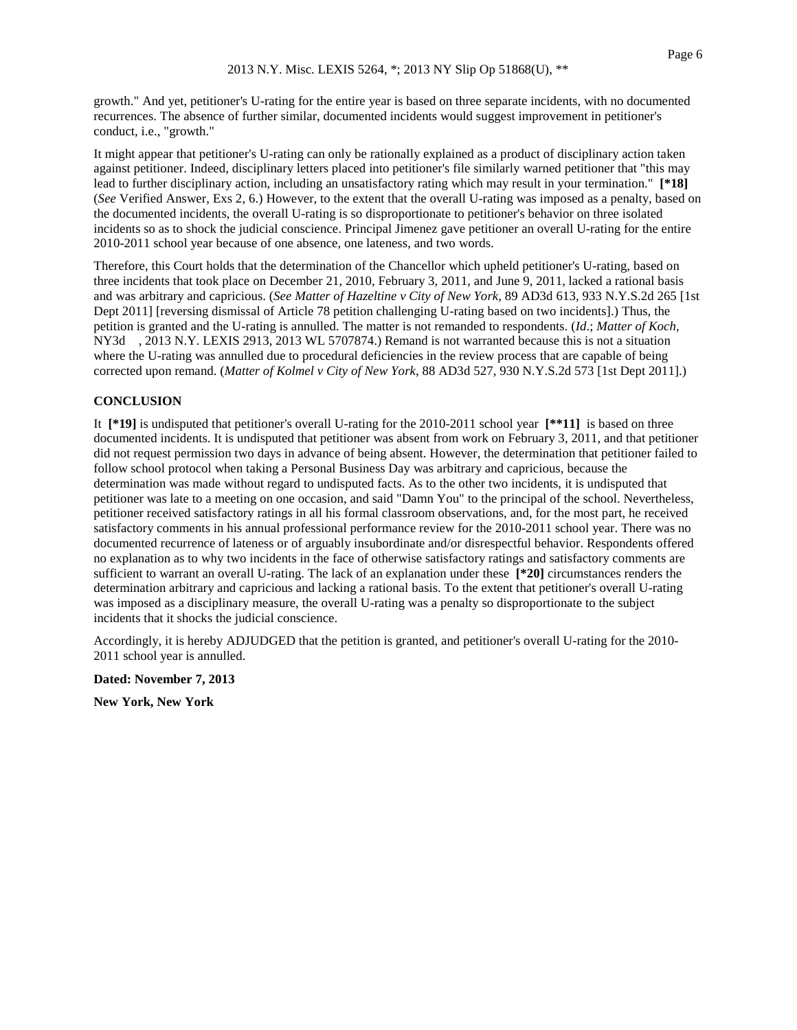growth." And yet, petitioner's U-rating for the entire year is based on three separate incidents, with no documented recurrences. The absence of further similar, documented incidents would suggest improvement in petitioner's conduct, i.e., "growth."

It might appear that petitioner's U-rating can only be rationally explained as a product of disciplinary action taken against petitioner. Indeed, disciplinary letters placed into petitioner's file similarly warned petitioner that "this may lead to further disciplinary action, including an unsatisfactory rating which may result in your termination." **[*18]** (*See* Verified Answer, Exs 2, 6.) However, to the extent that the overall U-rating was imposed as a penalty, based on the documented incidents, the overall U-rating is so disproportionate to petitioner's behavior on three isolated incidents so as to shock the judicial conscience. Principal Jimenez gave petitioner an overall U-rating for the entire 2010-2011 school year because of one absence, one lateness, and two words.

Therefore, this Court holds that the determination of the Chancellor which upheld petitioner's U-rating, based on three incidents that took place on December 21, 2010, February 3, 2011, and June 9, 2011, lacked a rational basis and was arbitrary and capricious. (*See Matter of Hazeltine v City of New York*, 89 AD3d 613, 933 N.Y.S.2d 265 [1st Dept 2011] [reversing dismissal of Article 78 petition challenging U-rating based on two incidents].) Thus, the petition is granted and the U-rating is annulled. The matter is not remanded to respondents. (*Id*.; *Matter of Koch*, NY3d , 2013 N.Y. LEXIS 2913, 2013 WL 5707874.) Remand is not warranted because this is not a situation where the U-rating was annulled due to procedural deficiencies in the review process that are capable of being corrected upon remand. (*Matter of Kolmel v City of New York*, 88 AD3d 527, 930 N.Y.S.2d 573 [1st Dept 2011].)

**CONCLUSION**

It **[*19]** is undisputed that petitioner's overall U-rating for the 2010-2011 school year **[**11]** is based on three documented incidents. It is undisputed that petitioner was absent from work on February 3, 2011, and that petitioner did not request permission two days in advance of being absent. However, the determination that petitioner failed to follow school protocol when taking a Personal Business Day was arbitrary and capricious, because the determination was made without regard to undisputed facts. As to the other two incidents, it is undisputed that petitioner was late to a meeting on one occasion, and said "Damn You" to the principal of the school. Nevertheless, petitioner received satisfactory ratings in all his formal classroom observations, and, for the most part, he received satisfactory comments in his annual professional performance review for the 2010-2011 school year. There was no documented recurrence of lateness or of arguably insubordinate and/or disrespectful behavior. Respondents offered no explanation as to why two incidents in the face of otherwise satisfactory ratings and satisfactory comments are sufficient to warrant an overall U-rating. The lack of an explanation under these **[*20]** circumstances renders the determination arbitrary and capricious and lacking a rational basis. To the extent that petitioner's overall U-rating was imposed as a disciplinary measure, the overall U-rating was a penalty so disproportionate to the subject incidents that it shocks the judicial conscience.

Accordingly, it is hereby ADJUDGED that the petition is granted, and petitioner's overall U-rating for the 2010-2011 school year is annulled.

**Dated: November 7, 2013**

**New York, New York**